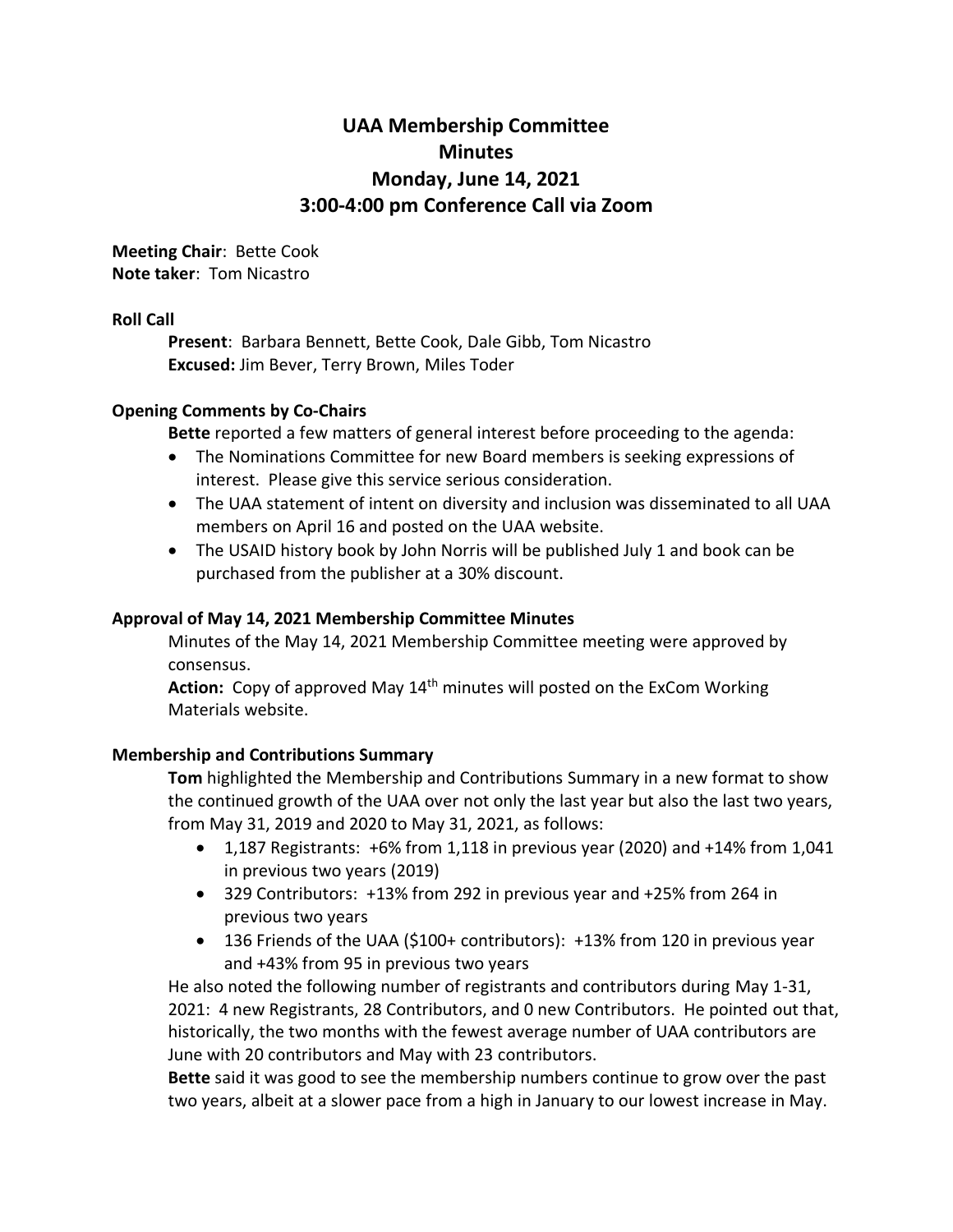# UAA Membership Committee
# Minutes
# Monday, June 14, 2021
# 3:00-4:00 pm Conference Call via Zoom

**Meeting Chair**: Bette Cook
**Note taker**: Tom Nicastro

**Roll Call**

**Present**: Barbara Bennett, Bette Cook, Dale Gibb, Tom Nicastro
**Excused:** Jim Bever, Terry Brown, Miles Toder

**Opening Comments by Co-Chairs**

**Bette** reported a few matters of general interest before proceeding to the agenda:

- The Nominations Committee for new Board members is seeking expressions of interest. Please give this service serious consideration.
- The UAA statement of intent on diversity and inclusion was disseminated to all UAA members on April 16 and posted on the UAA website.
- The USAID history book by John Norris will be published July 1 and book can be purchased from the publisher at a 30% discount.

**Approval of May 14, 2021 Membership Committee Minutes**

Minutes of the May 14, 2021 Membership Committee meeting were approved by consensus.

**Action:** Copy of approved May 14th minutes will posted on the ExCom Working Materials website.

**Membership and Contributions Summary**

**Tom** highlighted the Membership and Contributions Summary in a new format to show the continued growth of the UAA over not only the last year but also the last two years, from May 31, 2019 and 2020 to May 31, 2021, as follows:

- 1,187 Registrants: +6% from 1,118 in previous year (2020) and +14% from 1,041 in previous two years (2019)
- 329 Contributors: +13% from 292 in previous year and +25% from 264 in previous two years
- 136 Friends of the UAA ($100+ contributors): +13% from 120 in previous year and +43% from 95 in previous two years

He also noted the following number of registrants and contributors during May 1-31, 2021: 4 new Registrants, 28 Contributors, and 0 new Contributors. He pointed out that, historically, the two months with the fewest average number of UAA contributors are June with 20 contributors and May with 23 contributors.

**Bette** said it was good to see the membership numbers continue to grow over the past two years, albeit at a slower pace from a high in January to our lowest increase in May.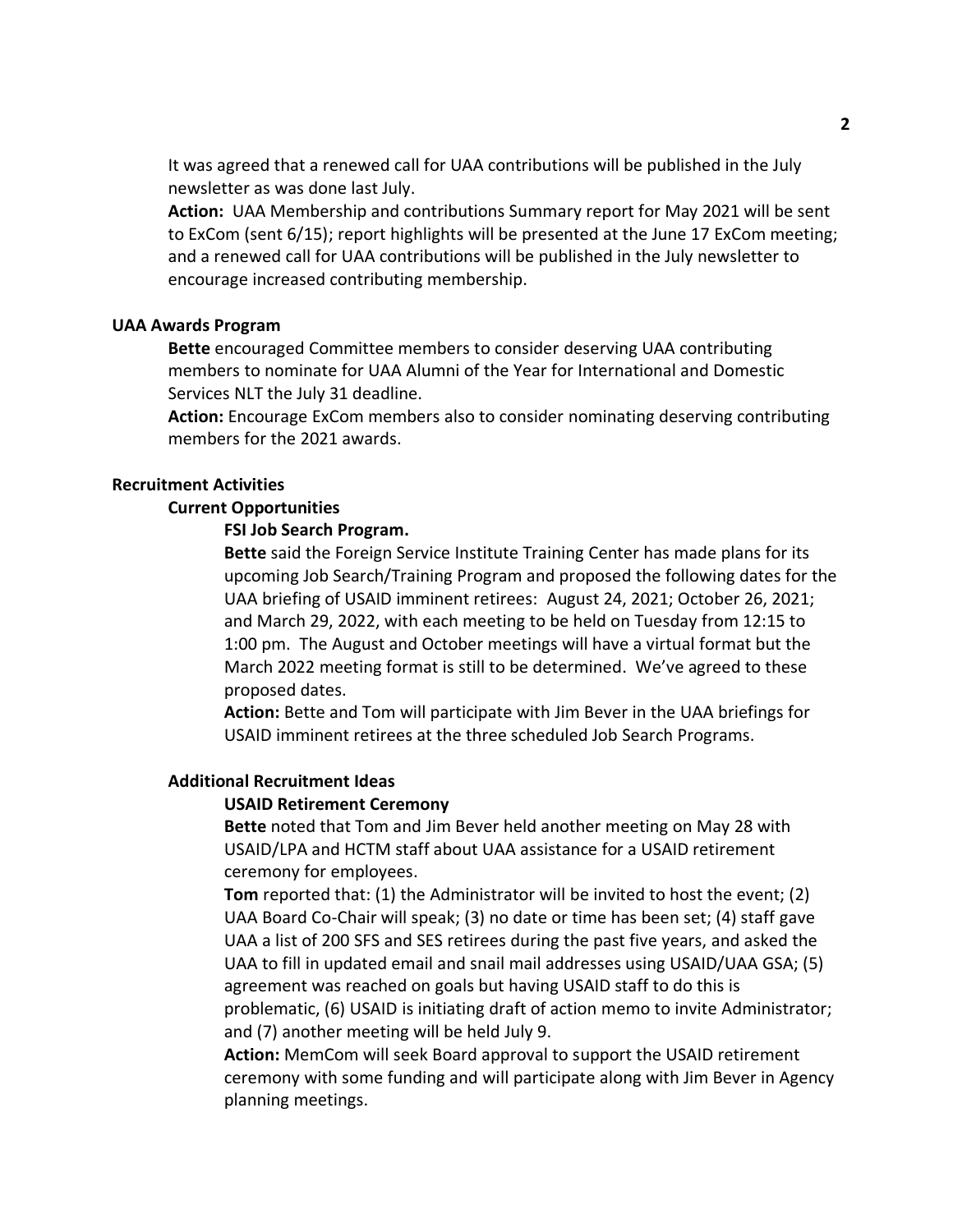It was agreed that a renewed call for UAA contributions will be published in the July newsletter as was done last July.

**Action:** UAA Membership and contributions Summary report for May 2021 will be sent to ExCom (sent 6/15); report highlights will be presented at the June 17 ExCom meeting; and a renewed call for UAA contributions will be published in the July newsletter to encourage increased contributing membership.

**UAA Awards Program**

**Bette** encouraged Committee members to consider deserving UAA contributing members to nominate for UAA Alumni of the Year for International and Domestic Services NLT the July 31 deadline.

**Action:** Encourage ExCom members also to consider nominating deserving contributing members for the 2021 awards.

**Recruitment Activities**

**Current Opportunities**

**FSI Job Search Program.**

**Bette** said the Foreign Service Institute Training Center has made plans for its upcoming Job Search/Training Program and proposed the following dates for the UAA briefing of USAID imminent retirees: August 24, 2021; October 26, 2021; and March 29, 2022, with each meeting to be held on Tuesday from 12:15 to 1:00 pm. The August and October meetings will have a virtual format but the March 2022 meeting format is still to be determined. We've agreed to these proposed dates.

**Action:** Bette and Tom will participate with Jim Bever in the UAA briefings for USAID imminent retirees at the three scheduled Job Search Programs.

**Additional Recruitment Ideas**

**USAID Retirement Ceremony**

**Bette** noted that Tom and Jim Bever held another meeting on May 28 with USAID/LPA and HCTM staff about UAA assistance for a USAID retirement ceremony for employees.

**Tom** reported that: (1) the Administrator will be invited to host the event; (2) UAA Board Co-Chair will speak; (3) no date or time has been set; (4) staff gave UAA a list of 200 SFS and SES retirees during the past five years, and asked the UAA to fill in updated email and snail mail addresses using USAID/UAA GSA; (5) agreement was reached on goals but having USAID staff to do this is problematic, (6) USAID is initiating draft of action memo to invite Administrator; and (7) another meeting will be held July 9.

**Action:** MemCom will seek Board approval to support the USAID retirement ceremony with some funding and will participate along with Jim Bever in Agency planning meetings.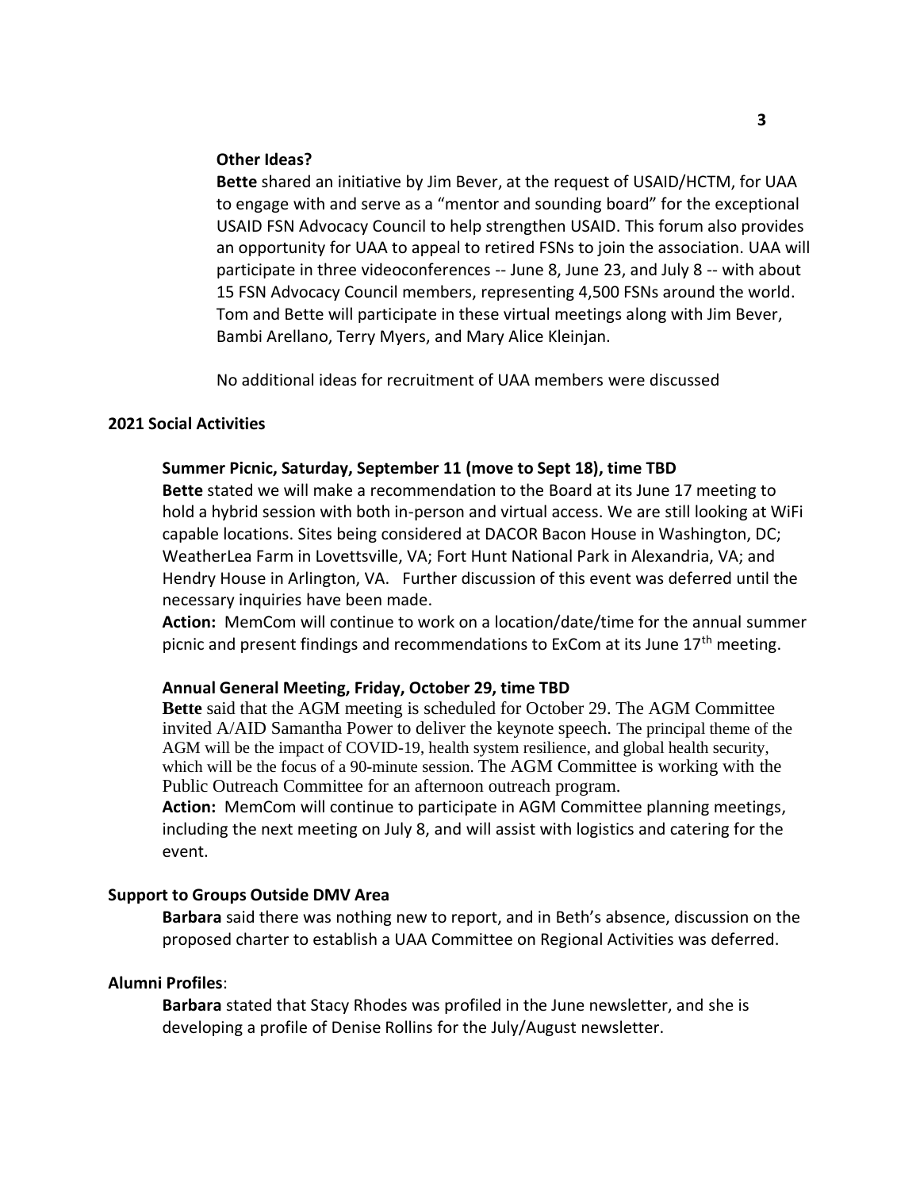**Other Ideas?**

**Bette** shared an initiative by Jim Bever, at the request of USAID/HCTM, for UAA to engage with and serve as a "mentor and sounding board" for the exceptional USAID FSN Advocacy Council to help strengthen USAID. This forum also provides an opportunity for UAA to appeal to retired FSNs to join the association. UAA will participate in three videoconferences -- June 8, June 23, and July 8 -- with about 15 FSN Advocacy Council members, representing 4,500 FSNs around the world. Tom and Bette will participate in these virtual meetings along with Jim Bever, Bambi Arellano, Terry Myers, and Mary Alice Kleinjan.

No additional ideas for recruitment of UAA members were discussed

**2021 Social Activities**

**Summer Picnic, Saturday, September 11 (move to Sept 18), time TBD**

**Bette** stated we will make a recommendation to the Board at its June 17 meeting to hold a hybrid session with both in-person and virtual access. We are still looking at WiFi capable locations. Sites being considered at DACOR Bacon House in Washington, DC; WeatherLea Farm in Lovettsville, VA; Fort Hunt National Park in Alexandria, VA; and Hendry House in Arlington, VA. Further discussion of this event was deferred until the necessary inquiries have been made.

**Action:** MemCom will continue to work on a location/date/time for the annual summer picnic and present findings and recommendations to ExCom at its June 17th meeting.

**Annual General Meeting, Friday, October 29, time TBD**

**Bette** said that the AGM meeting is scheduled for October 29. The AGM Committee invited A/AID Samantha Power to deliver the keynote speech. The principal theme of the AGM will be the impact of COVID-19, health system resilience, and global health security, which will be the focus of a 90-minute session. The AGM Committee is working with the Public Outreach Committee for an afternoon outreach program.

**Action:** MemCom will continue to participate in AGM Committee planning meetings, including the next meeting on July 8, and will assist with logistics and catering for the event.

**Support to Groups Outside DMV Area**

**Barbara** said there was nothing new to report, and in Beth's absence, discussion on the proposed charter to establish a UAA Committee on Regional Activities was deferred.

**Alumni Profiles**:

**Barbara** stated that Stacy Rhodes was profiled in the June newsletter, and she is developing a profile of Denise Rollins for the July/August newsletter.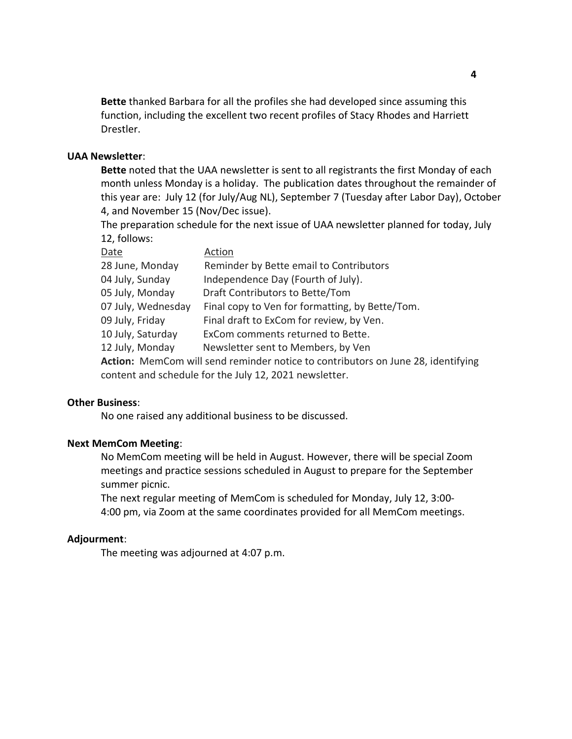**Bette** thanked Barbara for all the profiles she had developed since assuming this function, including the excellent two recent profiles of Stacy Rhodes and Harriett Drestler.

**UAA Newsletter**:

**Bette** noted that the UAA newsletter is sent to all registrants the first Monday of each month unless Monday is a holiday. The publication dates throughout the remainder of this year are: July 12 (for July/Aug NL), September 7 (Tuesday after Labor Day), October 4, and November 15 (Nov/Dec issue).

The preparation schedule for the next issue of UAA newsletter planned for today, July 12, follows:

| Date | Action |
| --- | --- |
| 28 June, Monday | Reminder by Bette email to Contributors |
| 04 July, Sunday | Independence Day (Fourth of July). |
| 05 July, Monday | Draft Contributors to Bette/Tom |
| 07 July, Wednesday | Final copy to Ven for formatting, by Bette/Tom. |
| 09 July, Friday | Final draft to ExCom for review, by Ven. |
| 10 July, Saturday | ExCom comments returned to Bette. |
| 12 July, Monday | Newsletter sent to Members, by Ven |

**Action:** MemCom will send reminder notice to contributors on June 28, identifying content and schedule for the July 12, 2021 newsletter.

**Other Business**:

No one raised any additional business to be discussed.

**Next MemCom Meeting**:

No MemCom meeting will be held in August. However, there will be special Zoom meetings and practice sessions scheduled in August to prepare for the September summer picnic.

The next regular meeting of MemCom is scheduled for Monday, July 12, 3:00-4:00 pm, via Zoom at the same coordinates provided for all MemCom meetings.

**Adjourment**:

The meeting was adjourned at 4:07 p.m.